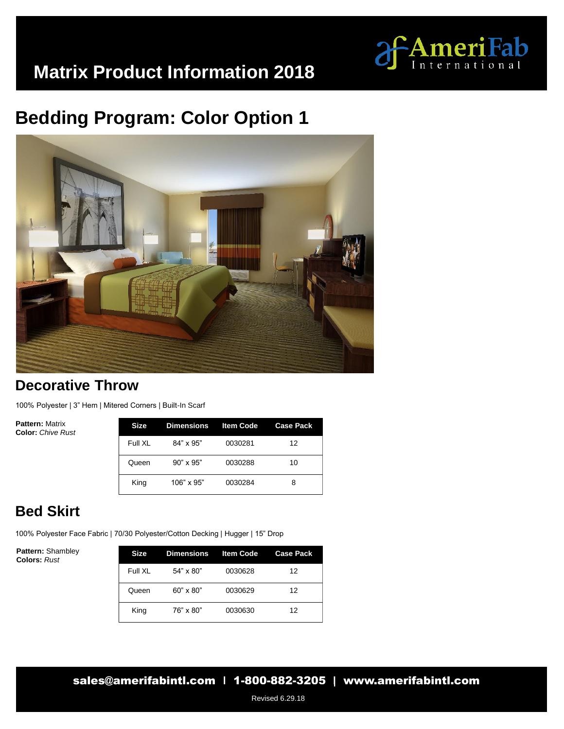# Matrix Product Information 2018

AmeriFab International

## Bedding Program: Color Option 1

### Decorative Throw

100% Polyester | 3" Hem | Mitered Corners | Built-In Scarf

**Pattern:** Matrix
**Color:** *Chive Rust*

| Size | Dimensions | Item Code | Case Pack |
|---|---|---|---|
| Full XL | 84" x 95" | 0030281 | 12 |
| Queen | 90" x 95" | 0030288 | 10 |
| King | 106" x 95" | 0030284 | 8 |

### Bed Skirt

100% Polyester Face Fabric | 70/30 Polyester/Cotton Decking | Hugger | 15" Drop

**Pattern:** Shambley
**Colors:** *Rust*

| Size | Dimensions | Item Code | Case Pack |
|---|---|---|---|
| Full XL | 54" x 80" | 0030628 | 12 |
| Queen | 60" x 80" | 0030629 | 12 |
| King | 76" x 80" | 0030630 | 12 |

**sales@amerifabintl.com | 1-800-882-3205 | www.amerifabintl.com**

Revised 6.29.18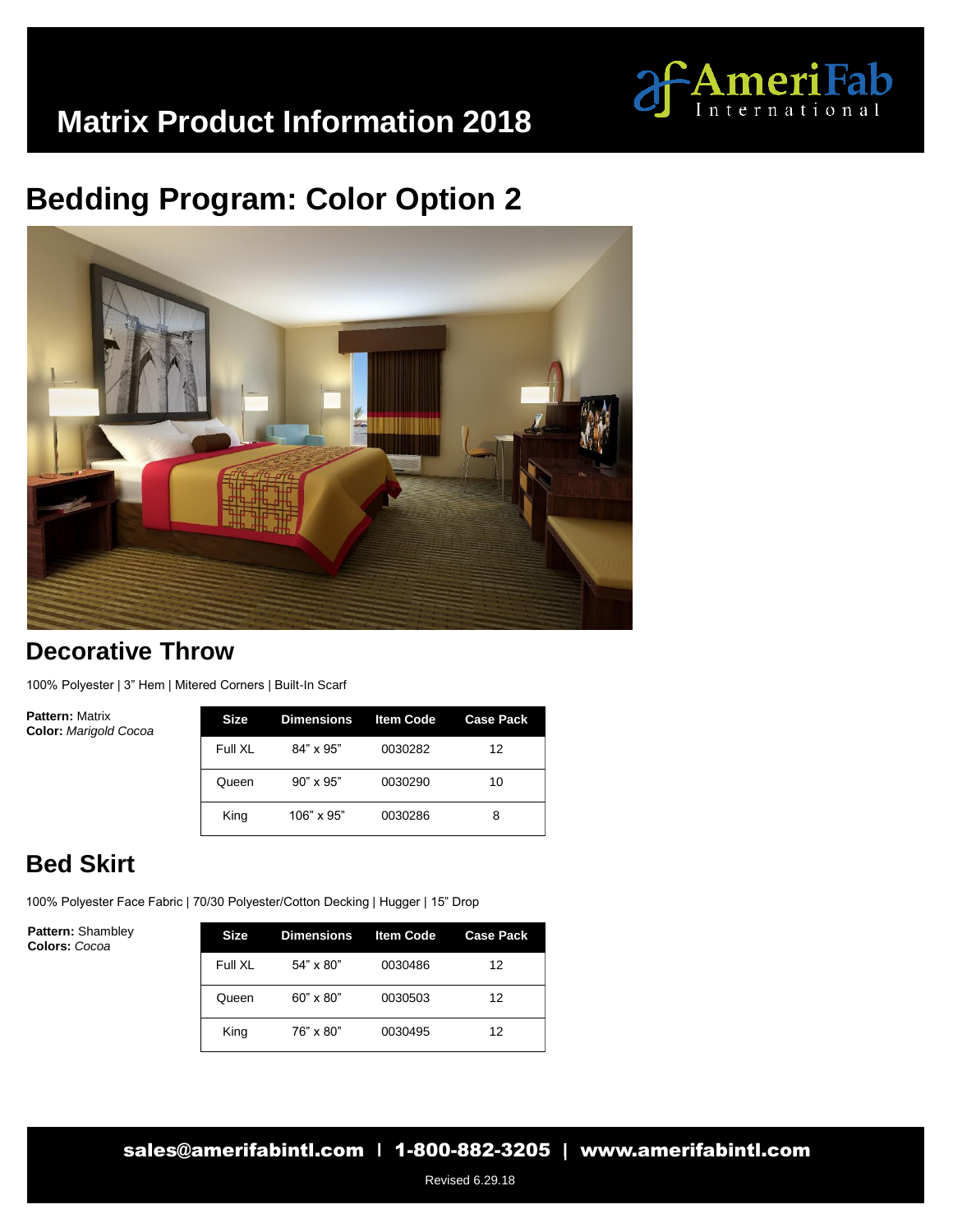# Matrix Product Information 2018

## Bedding Program: Color Option 2

### Decorative Throw

100% Polyester | 3" Hem | Mitered Corners | Built-In Scarf

**Pattern:** Matrix
**Color:** *Marigold Cocoa*

| Size | Dimensions | Item Code | Case Pack |
|---|---|---|---|
| Full XL | 84" x 95" | 0030282 | 12 |
| Queen | 90" x 95" | 0030290 | 10 |
| King | 106" x 95" | 0030286 | 8 |

### Bed Skirt

100% Polyester Face Fabric | 70/30 Polyester/Cotton Decking | Hugger | 15" Drop

**Pattern:** Shambley
**Colors:** *Cocoa*

| Size | Dimensions | Item Code | Case Pack |
|---|---|---|---|
| Full XL | 54" x 80" | 0030486 | 12 |
| Queen | 60" x 80" | 0030503 | 12 |
| King | 76" x 80" | 0030495 | 12 |

sales@amerifabintl.com | 1-800-882-3205 | www.amerifabintl.com

Revised 6.29.18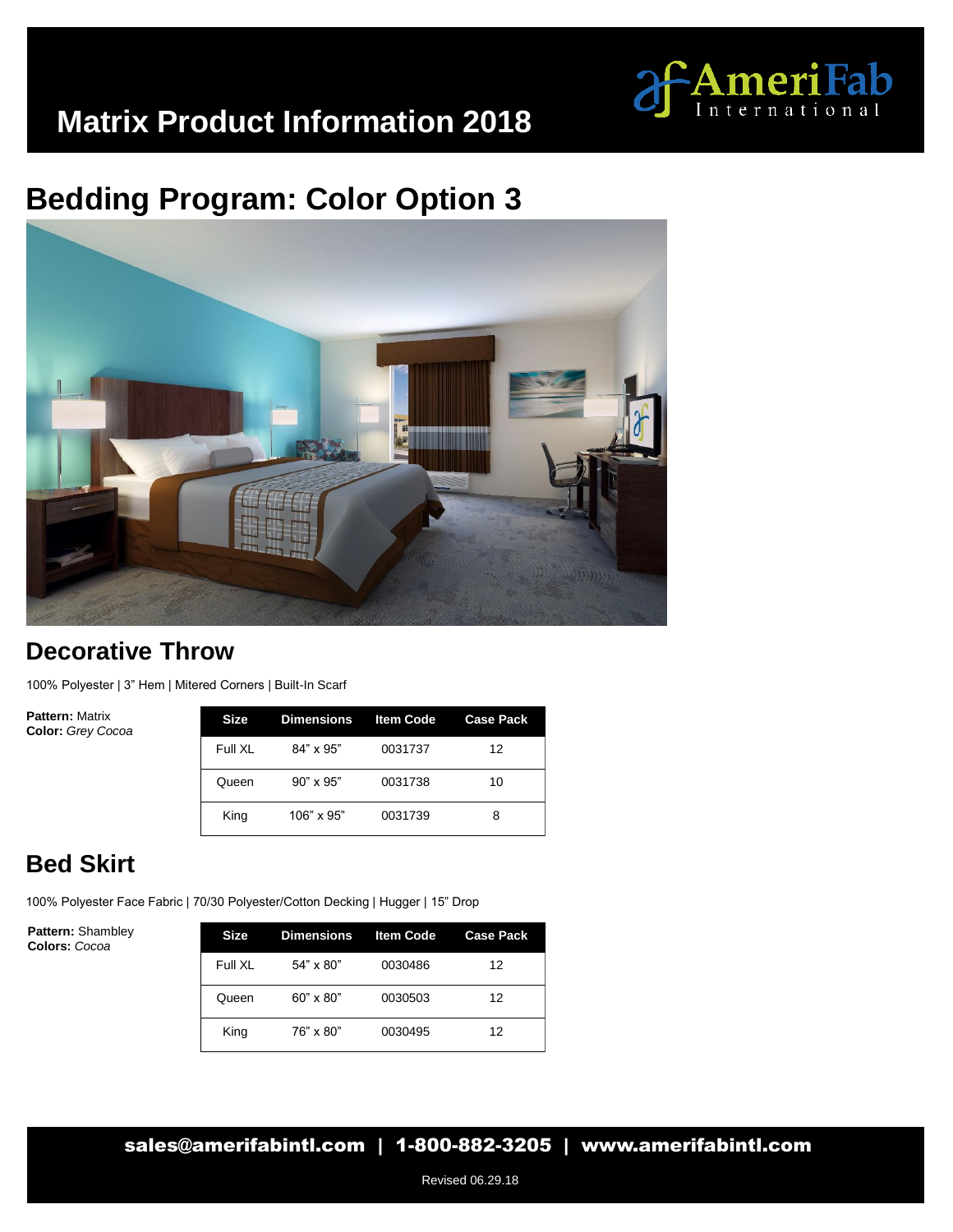# Matrix Product Information 2018

## Bedding Program: Color Option 3

### Decorative Throw

100% Polyester | 3" Hem | Mitered Corners | Built-In Scarf

**Pattern:** Matrix
**Color:** *Grey Cocoa*

| Size | Dimensions | Item Code | Case Pack |
|---|---|---|---|
| Full XL | 84" x 95" | 0031737 | 12 |
| Queen | 90" x 95" | 0031738 | 10 |
| King | 106" x 95" | 0031739 | 8 |

### Bed Skirt

100% Polyester Face Fabric | 70/30 Polyester/Cotton Decking | Hugger | 15" Drop

**Pattern:** Shambley
**Colors:** *Cocoa*

| Size | Dimensions | Item Code | Case Pack |
|---|---|---|---|
| Full XL | 54" x 80" | 0030486 | 12 |
| Queen | 60" x 80" | 0030503 | 12 |
| King | 76" x 80" | 0030495 | 12 |

**sales@amerifabintl.com | 1-800-882-3205 | www.amerifabintl.com**

Revised 06.29.18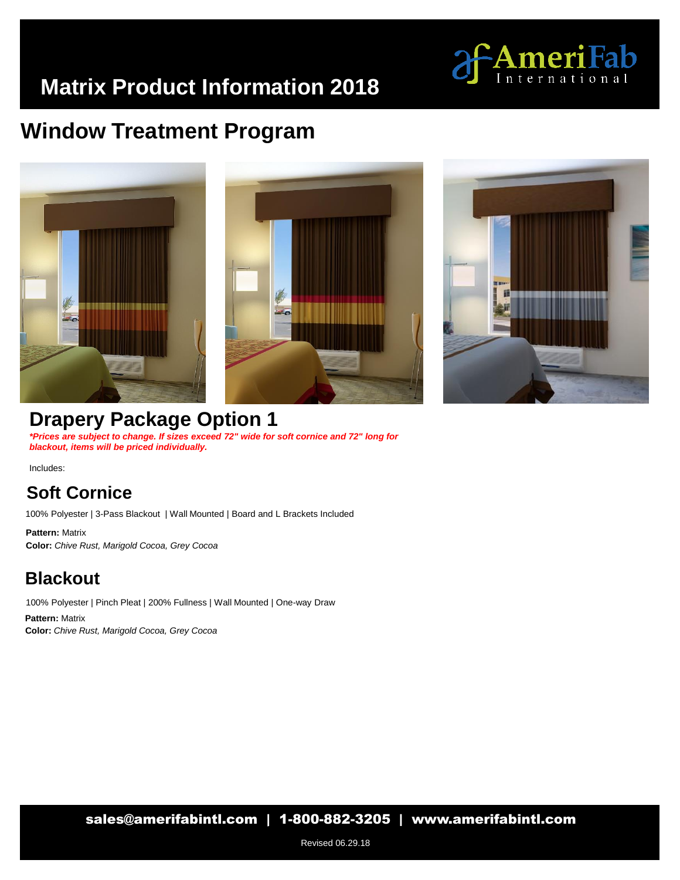# Matrix Product Information 2018

AmeriFab International

## Window Treatment Program

## Drapery Package Option 1

***Prices are subject to change. If sizes exceed 72" wide for soft cornice and 72" long for blackout, items will be priced individually.***

Includes:

### Soft Cornice

100% Polyester | 3-Pass Blackout | Wall Mounted | Board and L Brackets Included

**Pattern:** Matrix
**Color:** *Chive Rust, Marigold Cocoa, Grey Cocoa*

### Blackout

100% Polyester | Pinch Pleat | 200% Fullness | Wall Mounted | One-way Draw

**Pattern:** Matrix
**Color:** *Chive Rust, Marigold Cocoa, Grey Cocoa*

**sales@amerifabintl.com | 1-800-882-3205 | www.amerifabintl.com**

Revised 06.29.18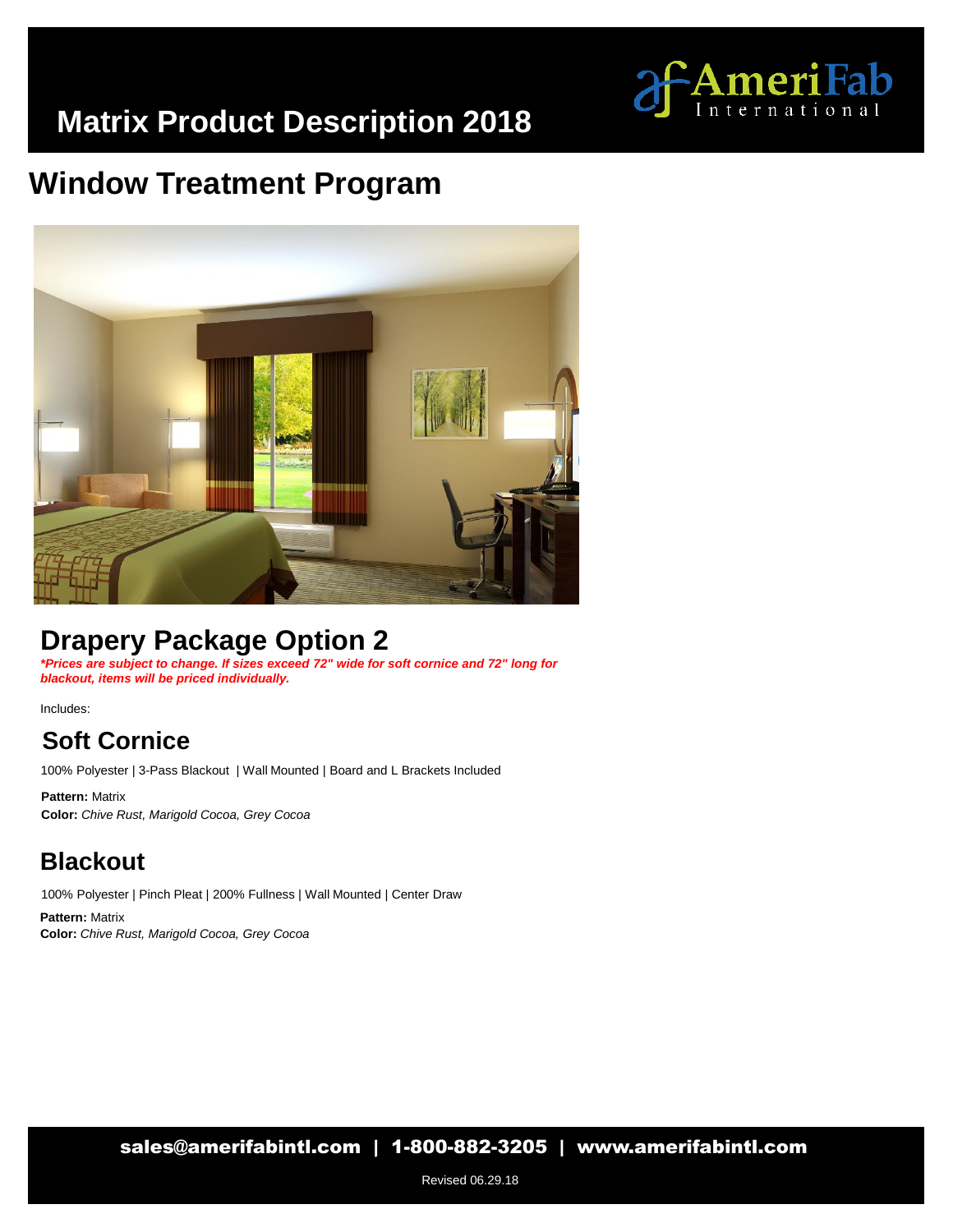# Matrix Product Description 2018

## Window Treatment Program

## Drapery Package Option 2

***Prices are subject to change. If sizes exceed 72" wide for soft cornice and 72" long for blackout, items will be priced individually.**

Includes:

### Soft Cornice

100% Polyester | 3-Pass Blackout | Wall Mounted | Board and L Brackets Included

**Pattern:** Matrix
**Color:** *Chive Rust, Marigold Cocoa, Grey Cocoa*

### Blackout

100% Polyester | Pinch Pleat | 200% Fullness | Wall Mounted | Center Draw

**Pattern:** Matrix
**Color:** *Chive Rust, Marigold Cocoa, Grey Cocoa*

**sales@amerifabintl.com | 1-800-882-3205 | www.amerifabintl.com**

Revised 06.29.18